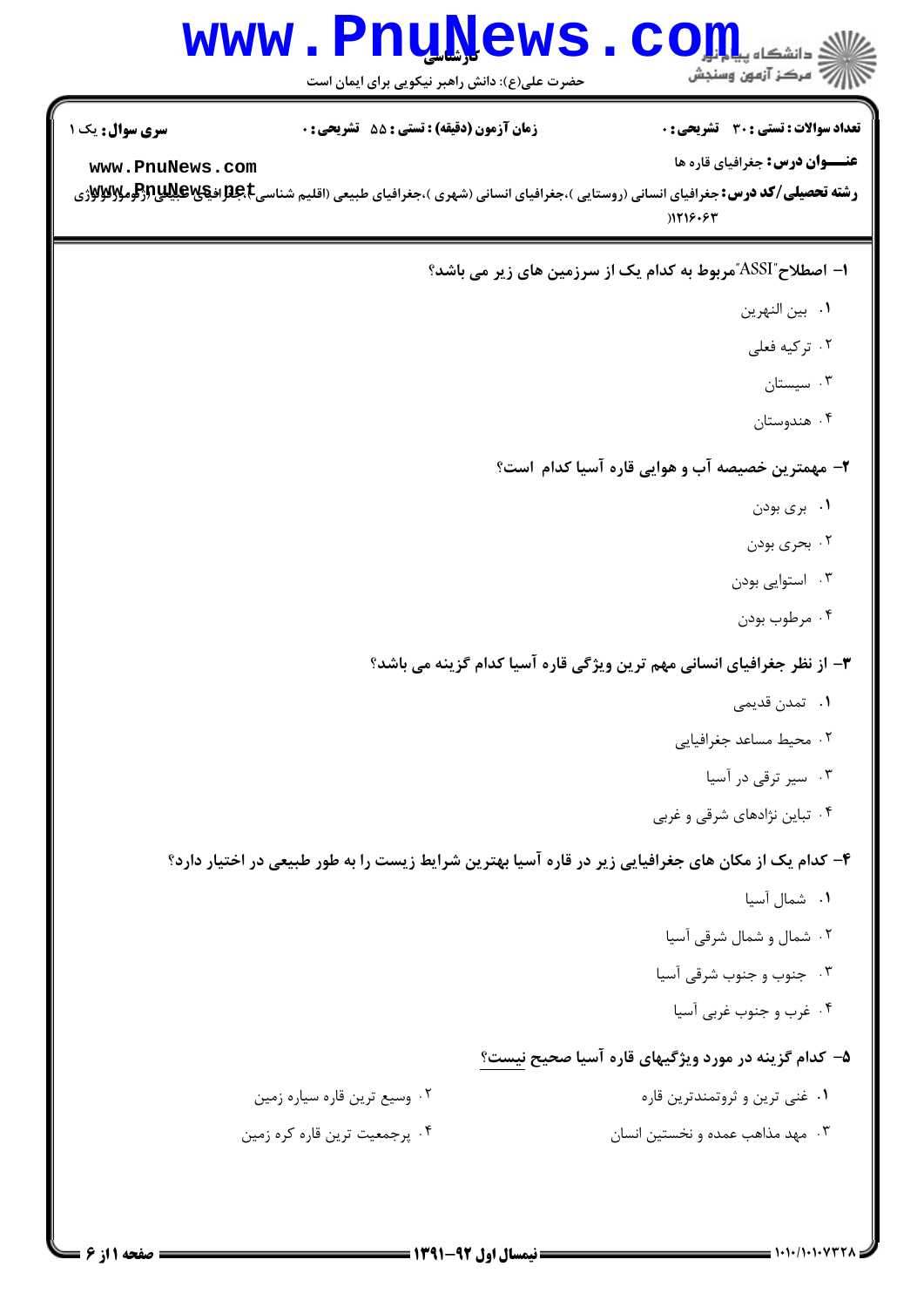**کارشناسی**

حضرت علی(ع): دانش راهبر نیکویی برای ایمان است

دانشگاه پیام نور
مرکز آزمون وسنجش

**سری سوال:** یک ۱

**زمان آزمون (دقیقه) : تستی : ۵۵ تشریحی : ۰**

**تعداد سوالات : تستی : ۳۰ تشریحی : ۰**

**عنـــوان درس:** جغرافیای قاره ها

**رشته تحصیلی/کد درس:** جغرافیای انسانی (روستایی )،جغرافیای انسانی (شهری )،جغرافیای طبیعی (اقلیم شناسی)،جغرافیای طبیعی (ژئومورفولوژی )۱۲۱۶۰۶۳

**۱- اصطلاح"ASSI"مربوط به کدام یک از سرزمین های زیر می باشد؟**

۱. بین النهرین

۲. ترکیه فعلی

۳. سیستان

۴. هندوستان

**۲- مهمترین خصیصه آب و هوایی قاره آسیا کدام است؟**

۱. بری بودن

۲. بحری بودن

۳. استوایی بودن

۴. مرطوب بودن

**۳- از نظر جغرافیای انسانی مهم ترین ویژگی قاره آسیا کدام گزینه می باشد؟**

۱. تمدن قدیمی

۲. محیط مساعد جغرافیایی

۳. سیر ترقی در آسیا

۴. تباین نژادهای شرقی و غربی

**۴- کدام یک از مکان های جغرافیایی زیر در قاره آسیا بهترین شرایط زیست را به طور طبیعی در اختیار دارد؟**

۱. شمال آسیا

۲. شمال و شمال شرقی آسیا

۳. جنوب و جنوب شرقی آسیا

۴. غرب و جنوب غربی آسیا

**۵- کدام گزینه در مورد ویژگیهای قاره آسیا صحیح نیست؟**

۱. غنی ترین و ثروتمندترین قاره

۲. وسیع ترین قاره سیاره زمین

۳. مهد مذاهب عمده و نخستین انسان

۴. پرجمعیت ترین قاره کره زمین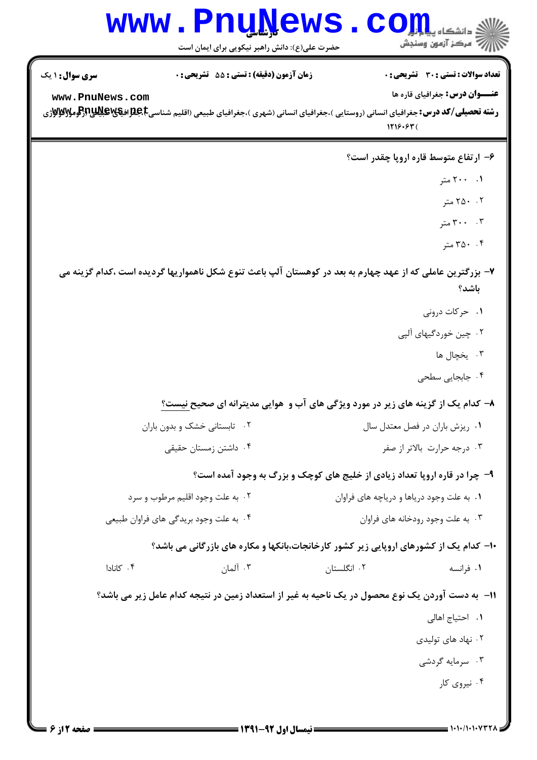۶- ارتفاع متوسط قاره اروپا چقدر است؟

۱. ۲۰۰ متر

۲. ۲۵۰ متر

۳. ۳۰۰ متر

۴. ۳۵۰ متر

۷- بزرگترین عاملی که از عهد چهارم به بعد در کوهستان آلپ باعث تنوع شکل ناهمواریها گردیده است ،کدام گزینه می باشد؟

۱. حرکات درونی

۲. چین خوردگیهای آلپی

۳. یخچال ها

۴. جابجایی سطحی

۸- کدام یک از گزینه های زیر در مورد ویژگی های آب و هوایی مدیترانه ای صحیح نیست؟

۱. ریزش باران در فصل معتدل سال

۲. تابستانی خشک و بدون باران

۳. درجه حرارت بالاتر از صفر

۴. داشتن زمستان حقیقی

۹- چرا در قاره اروپا تعداد زیادی از خلیج های کوچک و بزرگ به وجود آمده است؟

۱. به علت وجود دریاها و دریاچه های فراوان

۲. به علت وجود اقلیم مرطوب و سرد

۳. به علت وجود رودخانه های فراوان

۴. به علت وجود بریدگی های فراوان طبیعی

۱۰- کدام یک از کشورهای اروپایی زیر کشور کارخانجات،بانکها و مکاره های بازرگانی می باشد؟

۱. فرانسه

۲. انگلستان

۳. آلمان

۴. کانادا

۱۱- به دست آوردن یک نوع محصول در یک ناحیه به غیر از استعداد زمین در نتیجه کدام عامل زیر می باشد؟

۱. احتیاج اهالی

۲. نهاد های تولیدی

۳. سرمایه گردشی

۴. نیروی کار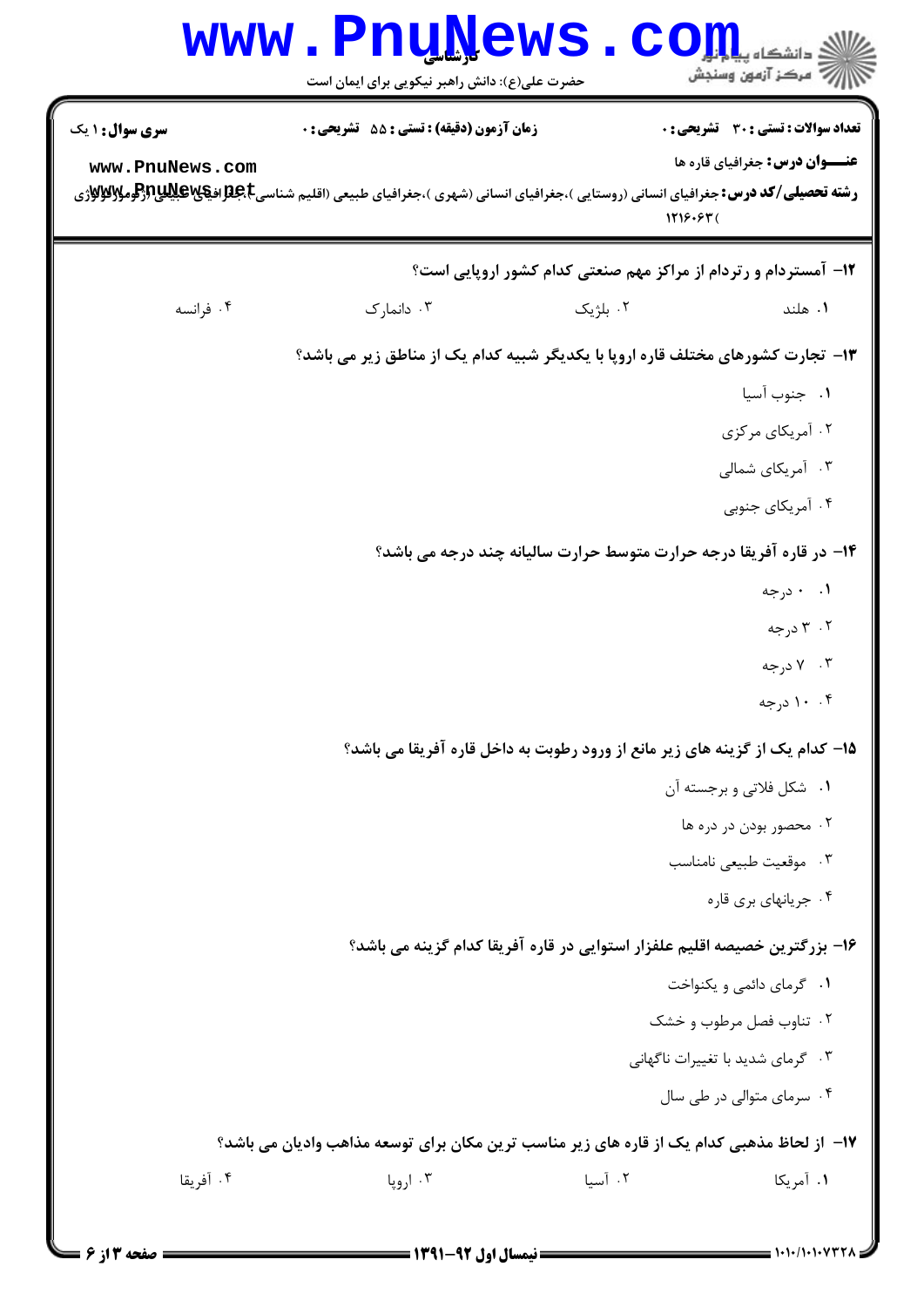۱۲- آمستردام و رتردام از مراکز مهم صنعتی کدام کشور اروپایی است؟

۱. هلند
۲. بلژیک
۳. دانمارک
۴. فرانسه

۱۳- تجارت کشورهای مختلف قاره اروپا با یکدیگر شبیه کدام یک از مناطق زیر می باشد؟

۱. جنوب آسیا
۲. آمریکای مرکزی
۳. آمریکای شمالی
۴. آمریکای جنوبی

۱۴- در قاره آفریقا درجه حرارت متوسط حرارت سالیانه چند درجه می باشد؟

۱. ۰ درجه
۲. ۳ درجه
۳. ۷ درجه
۴. ۱۰ درجه

۱۵- کدام یک از گزینه های زیر مانع از ورود رطوبت به داخل قاره آفریقا می باشد؟

۱. شکل فلاتی و برجسته آن
۲. محصور بودن در دره ها
۳. موقعیت طبیعی نامناسب
۴. جریانهای بری قاره

۱۶- بزرگترین خصیصه اقلیم علفزار استوایی در قاره آفریقا کدام گزینه می باشد؟

۱. گرمای دائمی و یکنواخت
۲. تناوب فصل مرطوب و خشک
۳. گرمای شدید با تغییرات ناگهانی
۴. سرمای متوالی در طی سال

۱۷- از لحاظ مذهبی کدام یک از قاره های زیر مناسب ترین مکان برای توسعه مذاهب وادیان می باشد؟

۱. آمریکا
۲. آسیا
۳. اروپا
۴. آفریقا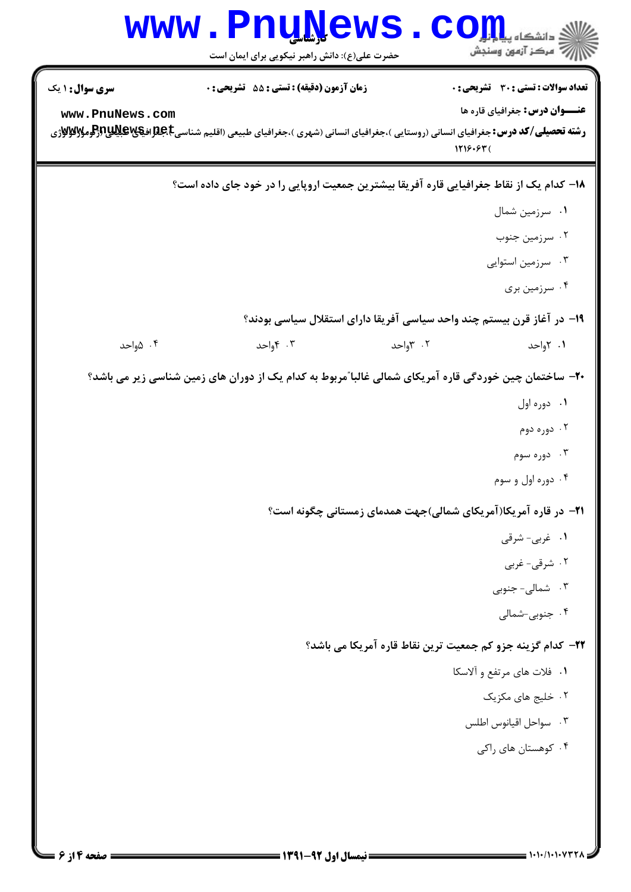**سری سوال:** ۱ یک

**زمان آزمون (دقیقه) : تستی :** ۵۵ **تشریحی :** ۰

**تعداد سوالات : تستی :** ۳۰ **تشریحی :** ۰

**عنـــوان درس:** جغرافیای قاره ها

**رشته تحصیلی/کد درس:** جغرافیای انسانی (روستایی )،جغرافیای انسانی (شهری )،جغرافیای طبیعی (اقلیم شناسی)،جغرافیای طبیعی (ژئومورفولوژی) ۱۲۱۶۰۶۳

---

**۱۸- کدام یک از نقاط جغرافیایی قاره آفریقا بیشترین جمعیت اروپایی را در خود جای داده است؟**

۱. سرزمین شمال

۲. سرزمین جنوب

۳. سرزمین استوایی

۴. سرزمین بری

**۱۹- در آغاز قرن بیستم چند واحد سیاسی آفریقا دارای استقلال سیاسی بودند؟**

۱. ۲واحد ۲. ۳واحد ۳. ۴واحد ۴. ۵واحد

**۲۰- ساختمان چین خوردگی قاره آمریکای شمالی غالبا"مربوط به کدام یک از دوران های زمین شناسی زیر می باشد؟**

۱. دوره اول

۲. دوره دوم

۳. دوره سوم

۴. دوره اول و سوم

**۲۱- در قاره آمریکا(آمریکای شمالی)جهت همدمای زمستانی چگونه است؟**

۱. غربی- شرقی

۲. شرقی- غربی

۳. شمالی- جنوبی

۴. جنوبی-شمالی

**۲۲- کدام گزینه جزو کم جمعیت ترین نقاط قاره آمریکا می باشد؟**

۱. فلات های مرتفع و آلاسکا

۲. خلیج های مکزیک

۳. سواحل اقیانوس اطلس

۴. کوهستان های راکی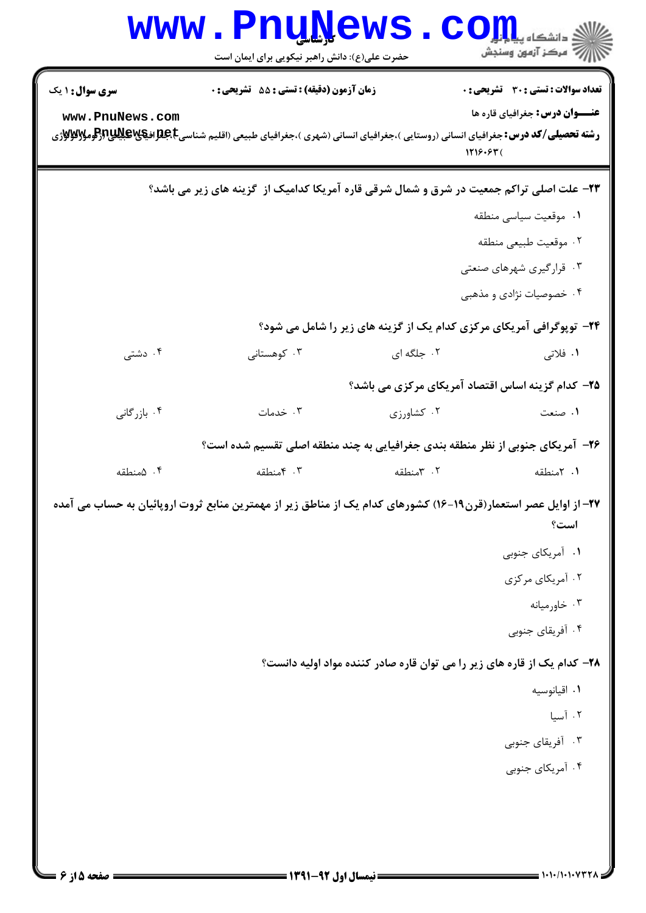**تعداد سوالات : تستی : ۳۰  تشریحی : ۰**  **زمان آزمون (دقیقه) : تستی : ۵۵  تشریحی : ۰**  **سری سوال : ۱ یک**

**عنـــوان درس :** جغرافیای قاره ها

**رشته تحصیلی/کد درس :** جغرافیای انسانی (روستایی )،جغرافیای انسانی (شهری )،جغرافیای طبیعی (اقلیم شناسی)،جغرافیای طبیعی (ژئومورفولوژی) ۱۲۱۶۰۶۳

**۲۳- علت اصلی تراکم جمعیت در شرق و شمال شرقی قاره آمریکا کدامیک از گزینه های زیر می باشد؟**

۱. موقعیت سیاسی منطقه

۲. موقعیت طبیعی منطقه

۳. قرارگیری شهرهای صنعتی

۴. خصوصیات نژادی و مذهبی

**۲۴- توپوگرافی آمریکای مرکزی کدام یک از گزینه های زیر را شامل می شود؟**

۱. فلاتی  ۲. جلگه ای  ۳. کوهستانی  ۴. دشتی

**۲۵- کدام گزینه اساس اقتصاد آمریکای مرکزی می باشد؟**

۱. صنعت  ۲. کشاورزی  ۳. خدمات  ۴. بازرگانی

**۲۶- آمریکای جنوبی از نظر منطقه بندی جغرافیایی به چند منطقه اصلی تقسیم شده است؟**

۱. ۲منطقه  ۲. ۳منطقه  ۳. ۴منطقه  ۴. ۵منطقه

**۲۷- از اوایل عصر استعمار(قرن۱۹-۱۶) کشورهای کدام یک از مناطق زیر از مهمترین منابع ثروت اروپائیان به حساب می آمده است؟**

۱. آمریکای جنوبی

۲. آمریکای مرکزی

۳. خاورمیانه

۴. آفریقای جنوبی

**۲۸- کدام یک از قاره های زیر را می توان قاره صادر کننده مواد اولیه دانست؟**

۱. اقیانوسیه

۲. آسیا

۳. آفریقای جنوبی

۴. آمریکای جنوبی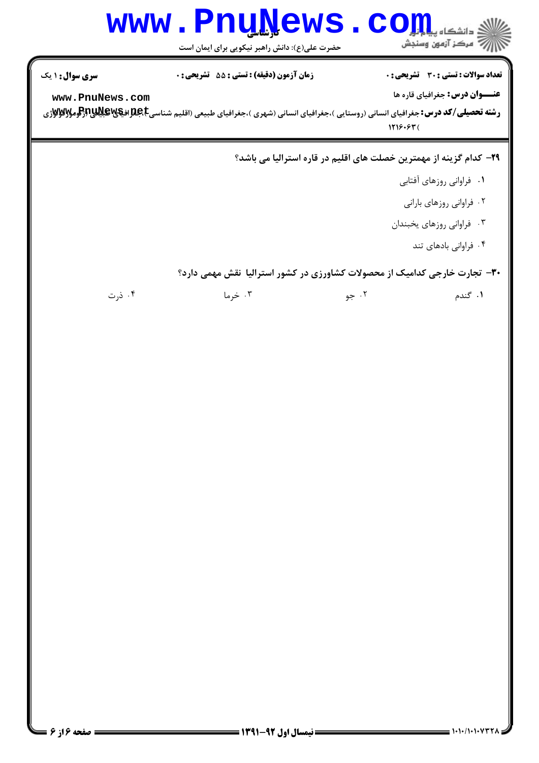۲۹- کدام گزینه از مهمترین خصلت های اقلیم در قاره استرالیا می باشد؟

۱. فراوانی روزهای آفتابی

۲. فراوانی روزهای بارانی

۳. فراوانی روزهای یخبندان

۴. فراوانی بادهای تند

۳۰- تجارت خارجی کدامیک از محصولات کشاورزی در کشور استرالیا نقش مهمی دارد؟

۱. گندم

۲. جو

۳. خرما

۴. ذرت